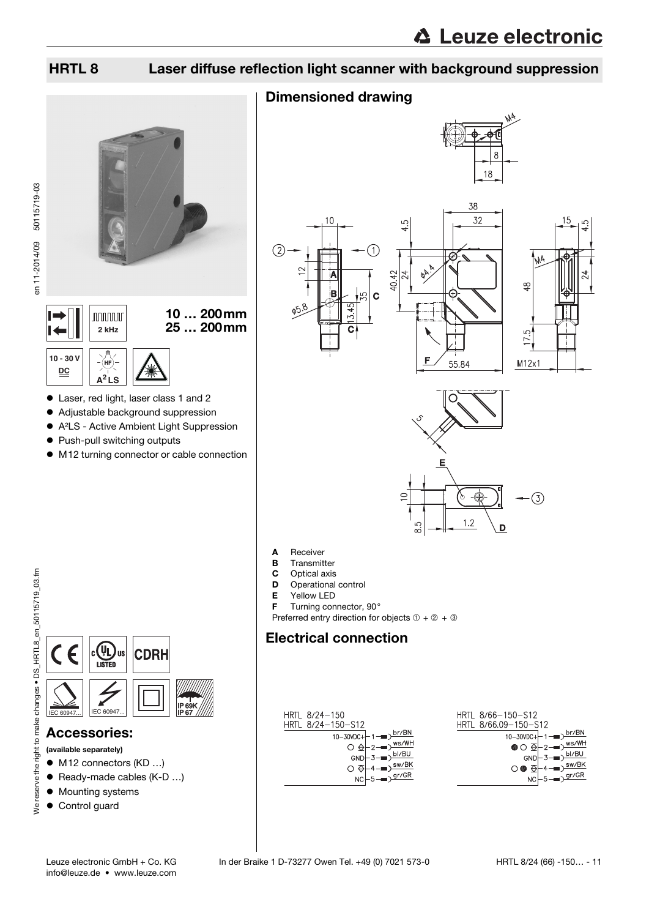# HRTL 8 Laser diffuse reflection light scanner with background suppression

10 … 200mm
25 … 200mm

2 kHz

10 - 30 V DC

$A^2LS$

- Laser, red light, laser class 1 and 2
- Adjustable background suppression
- A²LS - Active Ambient Light Suppression
- Push-pull switching outputs
- M12 turning connector or cable connection

IEC 60947... IEC 60947... IP 69K IP 67

## Accessories:

**(available separately)**

- M12 connectors (KD …)
- Ready-made cables (K-D …)
- Mounting systems
- Control guard

## Dimensioned drawing

- **A** Receiver
- **B** Transmitter
- **C** Optical axis
- **D** Operational control
- **E** Yellow LED
- **F** Turning connector, 90°

Preferred entry direction for objects ① + ② + ③

## Electrical connection

HRTL 8/24-150
HRTL 8/24-150-S12

| Pin | Function | Wire colour |
|---|---|---|
| 1 | 10-30VDC+ | br/BN |
| 2 | Output | ws/WH |
| 3 | GND | bl/BU |
| 4 | Output | sw/BK |
| 5 | NC | gr/GR |

HRTL 8/66-150-S12
HRTL 8/66.09-150-S12

| Pin | Function | Wire colour |
|---|---|---|
| 1 | 10-30VDC+ | br/BN |
| 2 | Output | ws/WH |
| 3 | GND | bl/BU |
| 4 | Output | sw/BK |
| 5 | NC | gr/GR |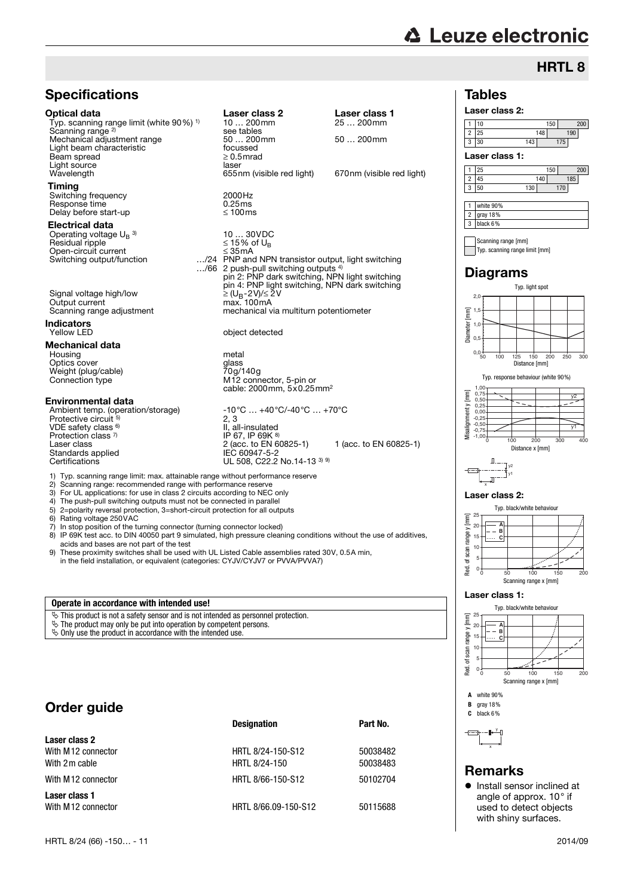# HRTL 8

## Specifications

| | Laser class 2 | Laser class 1 |
|---|---|---|
| **Optical data** | | |
| Typ. scanning range limit (white 90%) [1] | 10 … 200mm | 25 … 200mm |
| Scanning range [2] | see tables | |
| Mechanical adjustment range | 50 … 200mm | 50 … 200mm |
| Light beam characteristic | focussed | |
| Beam spread | ≥ 0.5mrad | |
| Light source | laser | |
| Wavelength | 655nm (visible red light) | 670nm (visible red light) |
| **Timing** | | |
| Switching frequency | 2000Hz | |
| Response time | 0.25ms | |
| Delay before start-up | ≤ 100ms | |
| **Electrical data** | | |
| Operating voltage $U_B$ [3] | 10 … 30VDC | |
| Residual ripple | ≤ 15% of $U_B$ | |
| Open-circuit current | ≤ 35mA | |
| Switching output/function …/24 | PNP and NPN transistor output, light switching | |
| …/66 | 2 push-pull switching outputs [4]<br>pin 2: PNP dark switching, NPN light switching<br>pin 4: PNP light switching, NPN dark switching | |
| Signal voltage high/low | ≥ ($U_B$-2V)/≤ 2V | |
| Output current | max. 100mA | |
| Scanning range adjustment | mechanical via multiturn potentiometer | |
| **Indicators** | | |
| Yellow LED | object detected | |
| **Mechanical data** | | |
| Housing | metal | |
| Optics cover | glass | |
| Weight (plug/cable) | 70g/140g | |
| Connection type | M12 connector, 5-pin or<br>cable: 2000mm, 5x0.25mm² | |
| **Environmental data** | | |
| Ambient temp. (operation/storage) | -10°C … +40°C/-40°C … +70°C | |
| Protective circuit [5] | 2, 3 | |
| VDE safety class [6] | II, all-insulated | |
| Protection class [7] | IP 67, IP 69K [8] | |
| Laser class | 2 (acc. to EN 60825-1) | 1 (acc. to EN 60825-1) |
| Standards applied | IEC 60947-5-2 | |
| Certifications | UL 508, C22.2 No.14-13 [3] [9] | |

1) Typ. scanning range limit: max. attainable range without performance reserve
2) Scanning range: recommended range with performance reserve
3) For UL applications: for use in class 2 circuits according to NEC only
4) The push-pull switching outputs must not be connected in parallel
5) 2=polarity reversal protection, 3=short-circuit protection for all outputs
6) Rating voltage 250VAC
7) In stop position of the turning connector (turning connector locked)
8) IP 69K test acc. to DIN 40050 part 9 simulated, high pressure cleaning conditions without the use of additives, acids and bases are not part of the test
9) These proximity switches shall be used with UL Listed Cable assemblies rated 30V, 0.5A min, in the field installation, or equivalent (categories: CYJV/CYJV7 or PVVA/PVVA7)

**Operate in accordance with intended use!**

- This product is not a safety sensor and is not intended as personnel protection.
- The product may only be put into operation by competent persons.
- Only use the product in accordance with the intended use.

## Order guide

| | Designation | Part No. |
|---|---|---|
| **Laser class 2** | | |
| With M12 connector | HRTL 8/24-150-S12 | 50038482 |
| With 2m cable | HRTL 8/24-150 | 50038483 |
| With M12 connector | HRTL 8/66-150-S12 | 50102704 |
| **Laser class 1** | | |
| With M12 connector | HRTL 8/66.09-150-S12 | 50115688 |

## Tables

**Laser class 2:**

| | Scanning range [mm] | Typ. scanning range limit [mm] |
|---|---|---|
| 1 | 10 … 150 | 200 |
| 2 | 25 … 148 | 190 |
| 3 | 30 … 143 | 175 |

**Laser class 1:**

| | Scanning range [mm] | Typ. scanning range limit [mm] |
|---|---|---|
| 1 | 25 … 150 | 200 |
| 2 | 45 … 140 | 185 |
| 3 | 50 … 130 | 170 |

1 white 90%
2 gray 18%
3 black 6%

## Diagrams

Typ. light spot

Typ. response behaviour (white 90%)

**Laser class 2:**

Typ. black/white behaviour

**Laser class 1:**

Typ. black/white behaviour

**A** white 90%
**B** gray 18%
**C** black 6%

## Remarks

- Install sensor inclined at angle of approx. 10° if used to detect objects with shiny surfaces.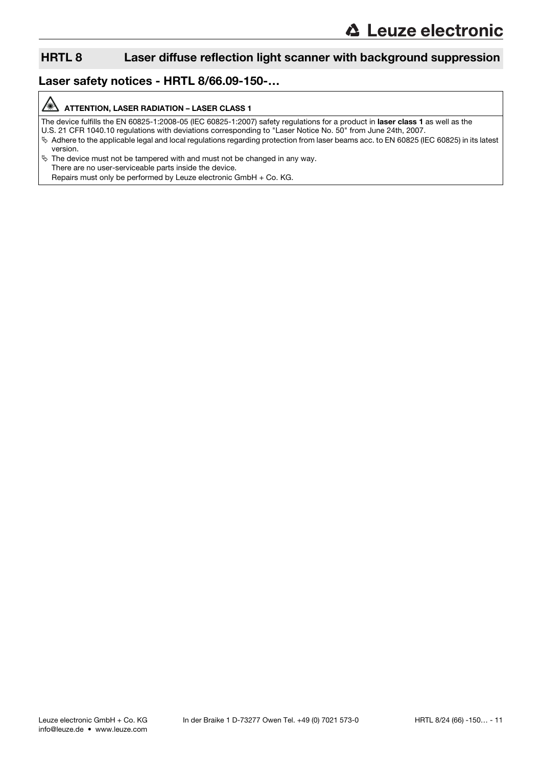## HRTL 8 Laser diffuse reflection light scanner with background suppression

## Laser safety notices - HRTL 8/66.09-150-…

**ATTENTION, LASER RADIATION – LASER CLASS 1**

The device fulfills the EN 60825-1:2008-05 (IEC 60825-1:2007) safety regulations for a product in **laser class 1** as well as the U.S. 21 CFR 1040.10 regulations with deviations corresponding to "Laser Notice No. 50" from June 24th, 2007.

- ↳ Adhere to the applicable legal and local regulations regarding protection from laser beams acc. to EN 60825 (IEC 60825) in its latest version.
- ↳ The device must not be tampered with and must not be changed in any way.
  There are no user-serviceable parts inside the device.
  Repairs must only be performed by Leuze electronic GmbH + Co. KG.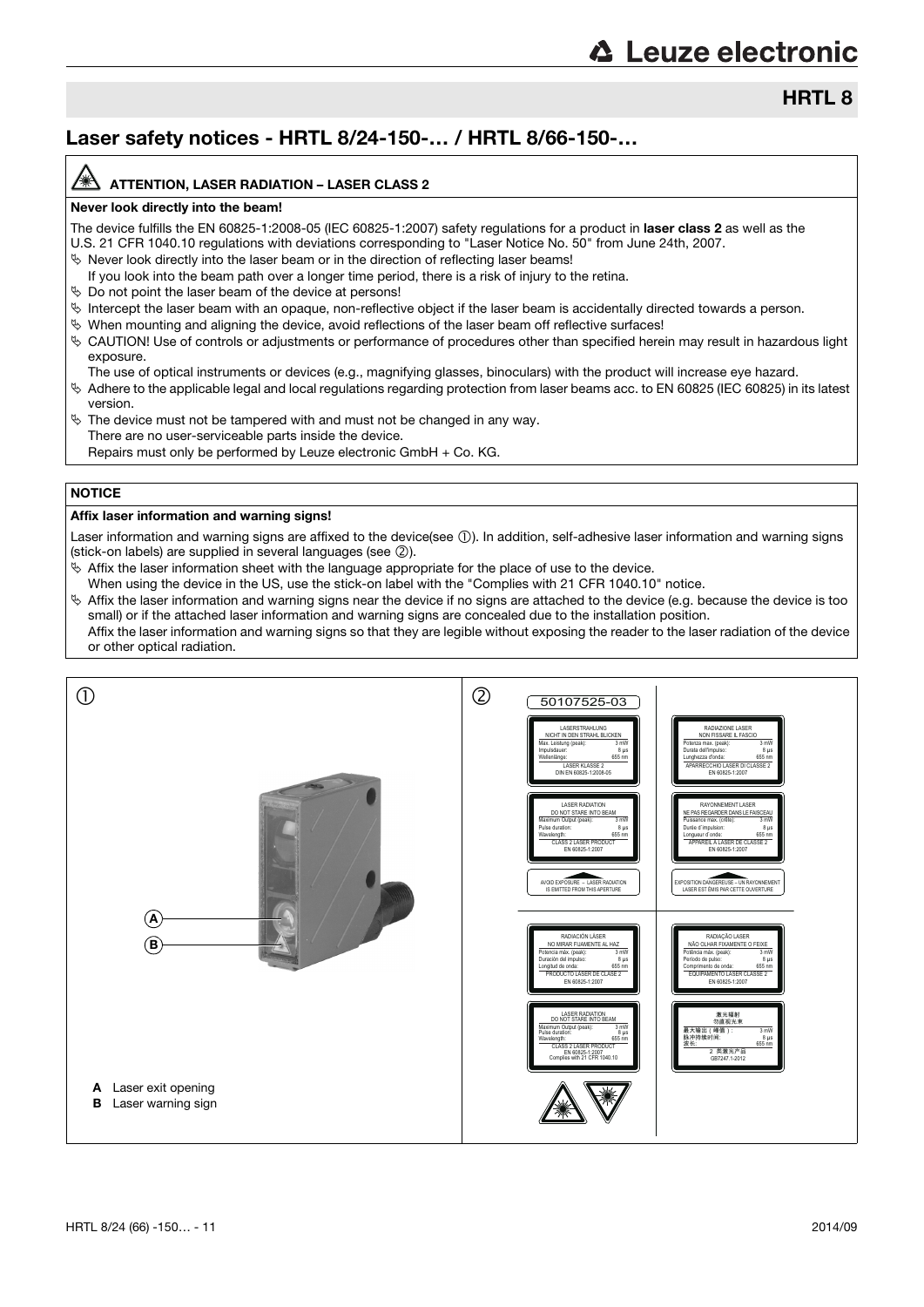## HRTL 8

# Laser safety notices - HRTL 8/24-150-… / HRTL 8/66-150-…

### ATTENTION, LASER RADIATION – LASER CLASS 2

**Never look directly into the beam!**

The device fulfills the EN 60825-1:2008-05 (IEC 60825-1:2007) safety regulations for a product in **laser class 2** as well as the U.S. 21 CFR 1040.10 regulations with deviations corresponding to "Laser Notice No. 50" from June 24th, 2007.

- ✎ Never look directly into the laser beam or in the direction of reflecting laser beams!
  If you look into the beam path over a longer time period, there is a risk of injury to the retina.
- ✎ Do not point the laser beam of the device at persons!
- ✎ Intercept the laser beam with an opaque, non-reflective object if the laser beam is accidentally directed towards a person.
- ✎ When mounting and aligning the device, avoid reflections of the laser beam off reflective surfaces!
- ✎ CAUTION! Use of controls or adjustments or performance of procedures other than specified herein may result in hazardous light exposure.
  The use of optical instruments or devices (e.g., magnifying glasses, binoculars) with the product will increase eye hazard.
- ✎ Adhere to the applicable legal and local regulations regarding protection from laser beams acc. to EN 60825 (IEC 60825) in its latest version.
- ✎ The device must not be tampered with and must not be changed in any way.
  There are no user-serviceable parts inside the device.
  Repairs must only be performed by Leuze electronic GmbH + Co. KG.

### NOTICE

**Affix laser information and warning signs!**

Laser information and warning signs are affixed to the device(see ①). In addition, self-adhesive laser information and warning signs (stick-on labels) are supplied in several languages (see ②).

- ✎ Affix the laser information sheet with the language appropriate for the place of use to the device.
  When using the device in the US, use the stick-on label with the "Complies with 21 CFR 1040.10" notice.
- ✎ Affix the laser information and warning signs near the device if no signs are attached to the device (e.g. because the device is too small) or if the attached laser information and warning signs are concealed due to the installation position.
  Affix the laser information and warning signs so that they are legible without exposing the reader to the laser radiation of the device or other optical radiation.

①

**A** Laser exit opening
**B** Laser warning sign

②

50107525-03

LASERSTRAHLUNG
NICHT IN DEN STRAHL BLICKEN
Max. Leistung (peak): 3 mW
Impulsdauer: 8 µs
Wellenlänge: 655 nm
LASER KLASSE 2
DIN EN 60825-1:2008-05

RADIAZIONE LASER
NON FISSARE IL FASCIO
Potenza max. (peak): 3 mW
Durata dell'impulso: 8 µs
Lunghezza d'onda: 655 nm
APPARECCHIO LASER DI CLASSE 2
EN 60825-1:2007

LASER RADIATION
DO NOT STARE INTO BEAM
Maximum Output (peak): 3 mW
Pulse duration: 8 µs
Wavelength: 655 nm
CLASS 2 LASER PRODUCT
EN 60825-1:2007

RAYONNEMENT LASER
NE PAS REGARDER DANS LE FAISCEAU
Puissance max. (crête): 3 mW
Durée d'impulsion: 8 µs
Longueur d'onde: 655 nm
APPAREIL À LASER DE CLASSE 2
EN 60825-1:2007

AVOID EXPOSURE – LASER RADIATION
IS EMITTED FROM THIS APERTURE

EXPOSITION DANGEREUSE – UN RAYONNEMENT
LASER EST ÉMIS PAR CETTE OUVERTURE

RADIACIÓN LÁSER
NO MIRAR FIJAMENTE AL HAZ
Potencia máx. (peak): 3 mW
Duración del impulso: 8 µs
Longitud de onda: 655 nm
PRODUCTO LÁSER DE CLASE 2
EN 60825-1:2007

RADIAÇÃO LASER
NÃO OLHAR FIXAMENTE O FEIXE
Potência máx. (peak): 3 mW
Período de pulso: 8 µs
Comprimento de onda: 655 nm
EQUIPAMENTO LASER CLASSE 2
EN 60825-1:2007

LASER RADIATION
DO NOT STARE INTO BEAM
Maximum Output (peak): 3 mW
Pulse duration: 8 µs
Wavelength: 655 nm
CLASS 2 LASER PRODUCT
EN 60825-1:2007
Complies with 21 CFR 1040.10

激光辐射
勿直视光束
最大输出（峰值）: 3 mW
脉冲持续时间: 8 µs
波长: 655 nm
2 类激光产品
GB7247.1-2012